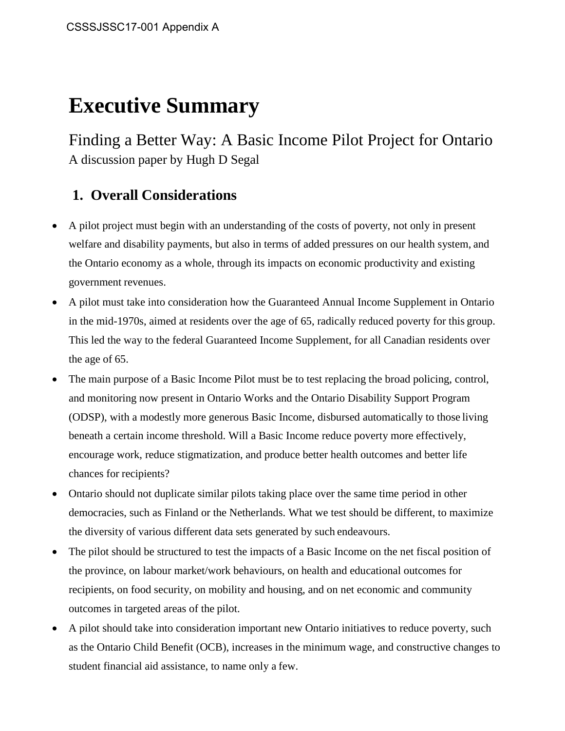# Executive Summary

## Finding a Better Way: A Basic Income Pilot Project for Ontario

A discussion paper by Hugh D Segal

### 1. Overall Considerations

- A pilot project must begin with an understanding of the costs of poverty, not only in present welfare and disability payments, but also in terms of added pressures on our health system, and the Ontario economy as a whole, through its impacts on economic productivity and existing government revenues.
- A pilot must take into consideration how the Guaranteed Annual Income Supplement in Ontario in the mid-1970s, aimed at residents over the age of 65, radically reduced poverty for this group. This led the way to the federal Guaranteed Income Supplement, for all Canadian residents over the age of 65.
- The main purpose of a Basic Income Pilot must be to test replacing the broad policing, control, and monitoring now present in Ontario Works and the Ontario Disability Support Program (ODSP), with a modestly more generous Basic Income, disbursed automatically to those living beneath a certain income threshold. Will a Basic Income reduce poverty more effectively, encourage work, reduce stigmatization, and produce better health outcomes and better life chances for recipients?
- Ontario should not duplicate similar pilots taking place over the same time period in other democracies, such as Finland or the Netherlands. What we test should be different, to maximize the diversity of various different data sets generated by such endeavours.
- The pilot should be structured to test the impacts of a Basic Income on the net fiscal position of the province, on labour market/work behaviours, on health and educational outcomes for recipients, on food security, on mobility and housing, and on net economic and community outcomes in targeted areas of the pilot.
- A pilot should take into consideration important new Ontario initiatives to reduce poverty, such as the Ontario Child Benefit (OCB), increases in the minimum wage, and constructive changes to student financial aid assistance, to name only a few.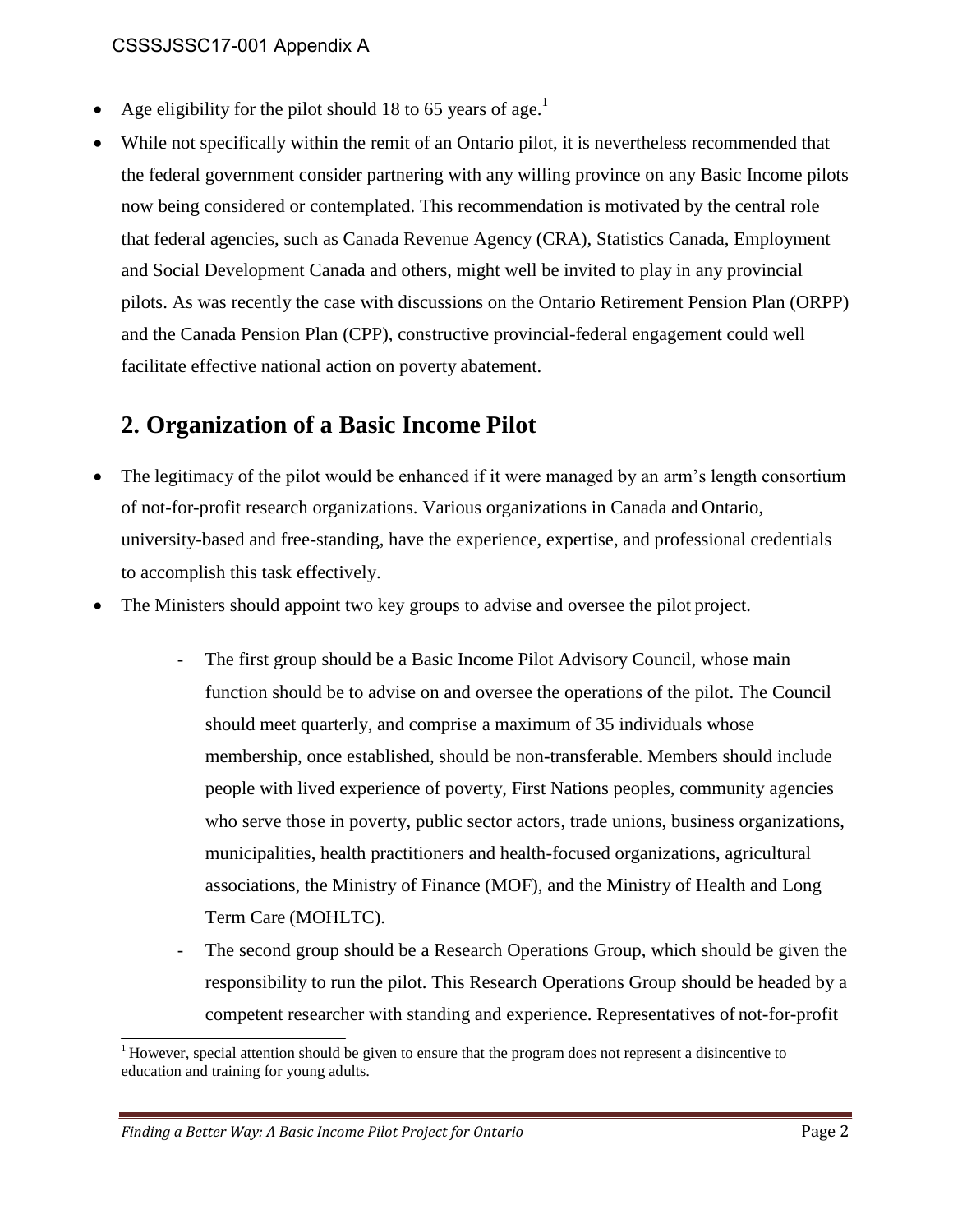- Age eligibility for the pilot should 18 to 65 years of age.[1]
- While not specifically within the remit of an Ontario pilot, it is nevertheless recommended that the federal government consider partnering with any willing province on any Basic Income pilots now being considered or contemplated. This recommendation is motivated by the central role that federal agencies, such as Canada Revenue Agency (CRA), Statistics Canada, Employment and Social Development Canada and others, might well be invited to play in any provincial pilots. As was recently the case with discussions on the Ontario Retirement Pension Plan (ORPP) and the Canada Pension Plan (CPP), constructive provincial-federal engagement could well facilitate effective national action on poverty abatement.

## 2. Organization of a Basic Income Pilot

- The legitimacy of the pilot would be enhanced if it were managed by an arm's length consortium of not-for-profit research organizations. Various organizations in Canada and Ontario, university-based and free-standing, have the experience, expertise, and professional credentials to accomplish this task effectively.
- The Ministers should appoint two key groups to advise and oversee the pilot project.
  - The first group should be a Basic Income Pilot Advisory Council, whose main function should be to advise on and oversee the operations of the pilot. The Council should meet quarterly, and comprise a maximum of 35 individuals whose membership, once established, should be non-transferable. Members should include people with lived experience of poverty, First Nations peoples, community agencies who serve those in poverty, public sector actors, trade unions, business organizations, municipalities, health practitioners and health-focused organizations, agricultural associations, the Ministry of Finance (MOF), and the Ministry of Health and Long Term Care (MOHLTC).
  - The second group should be a Research Operations Group, which should be given the responsibility to run the pilot. This Research Operations Group should be headed by a competent researcher with standing and experience. Representatives of not-for-profit

[1] However, special attention should be given to ensure that the program does not represent a disincentive to education and training for young adults.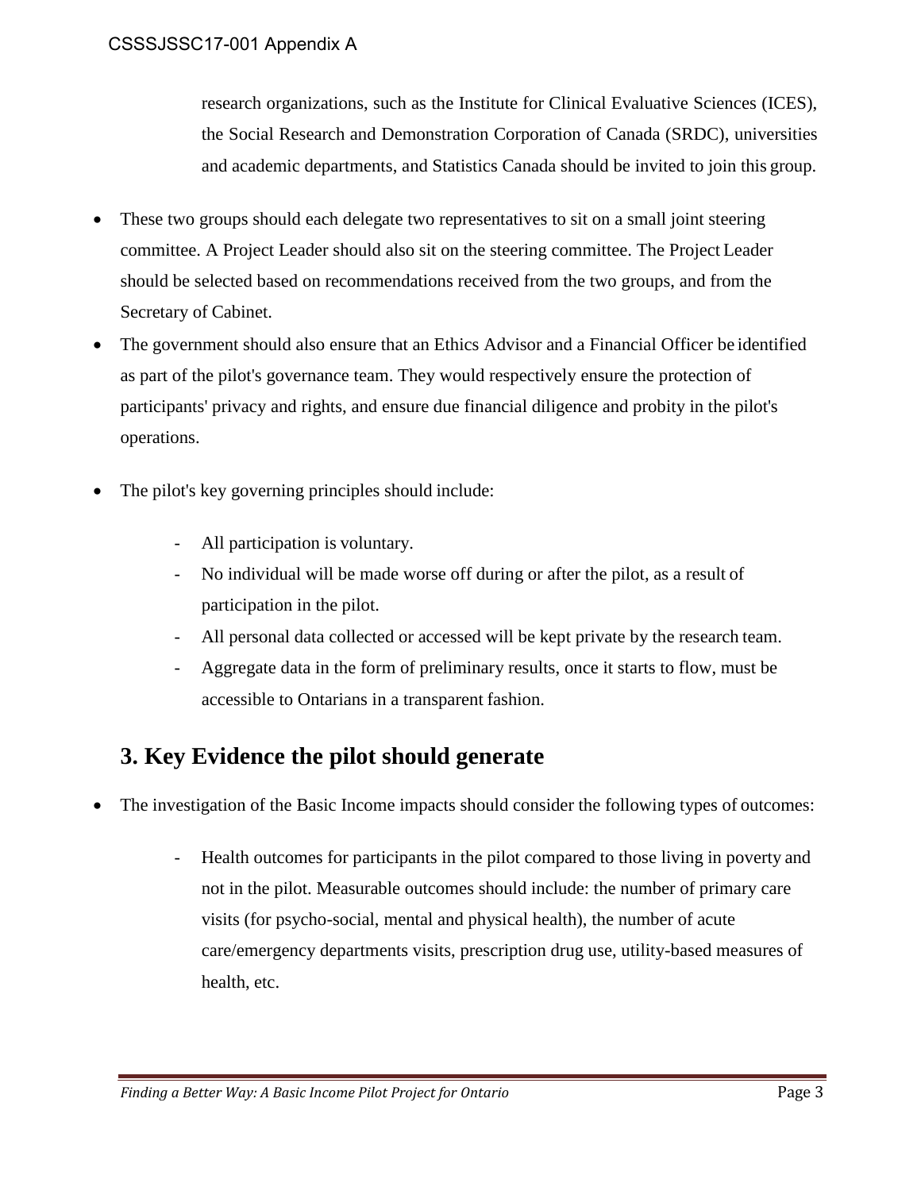research organizations, such as the Institute for Clinical Evaluative Sciences (ICES), the Social Research and Demonstration Corporation of Canada (SRDC), universities and academic departments, and Statistics Canada should be invited to join this group.

- These two groups should each delegate two representatives to sit on a small joint steering committee. A Project Leader should also sit on the steering committee. The Project Leader should be selected based on recommendations received from the two groups, and from the Secretary of Cabinet.
- The government should also ensure that an Ethics Advisor and a Financial Officer be identified as part of the pilot's governance team. They would respectively ensure the protection of participants' privacy and rights, and ensure due financial diligence and probity in the pilot's operations.
- The pilot's key governing principles should include:
    - All participation is voluntary.
    - No individual will be made worse off during or after the pilot, as a result of participation in the pilot.
    - All personal data collected or accessed will be kept private by the research team.
    - Aggregate data in the form of preliminary results, once it starts to flow, must be accessible to Ontarians in a transparent fashion.

## 3. Key Evidence the pilot should generate

- The investigation of the Basic Income impacts should consider the following types of outcomes:
    - Health outcomes for participants in the pilot compared to those living in poverty and not in the pilot. Measurable outcomes should include: the number of primary care visits (for psycho-social, mental and physical health), the number of acute care/emergency departments visits, prescription drug use, utility-based measures of health, etc.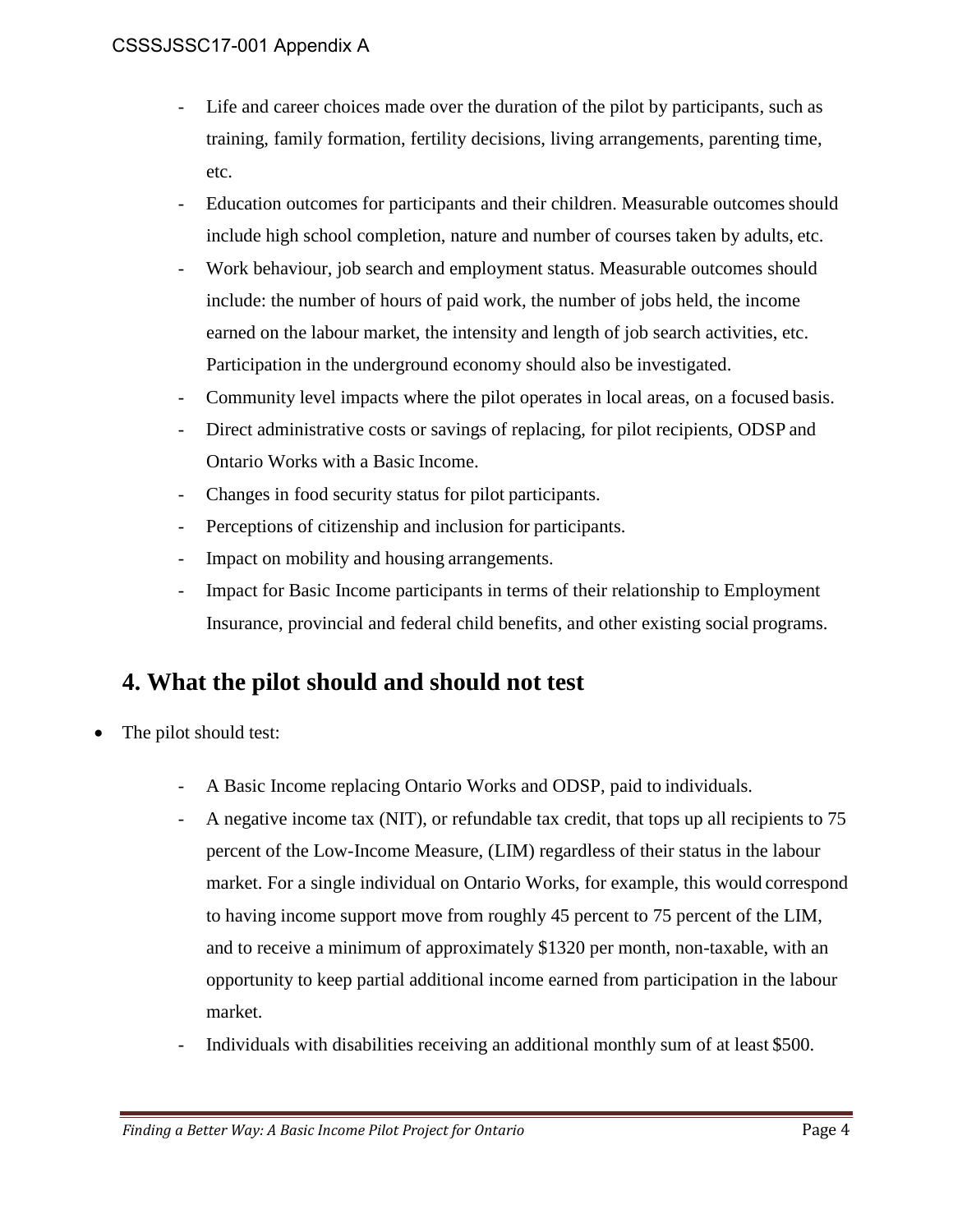- Life and career choices made over the duration of the pilot by participants, such as training, family formation, fertility decisions, living arrangements, parenting time, etc.
- Education outcomes for participants and their children. Measurable outcomes should include high school completion, nature and number of courses taken by adults, etc.
- Work behaviour, job search and employment status. Measurable outcomes should include: the number of hours of paid work, the number of jobs held, the income earned on the labour market, the intensity and length of job search activities, etc. Participation in the underground economy should also be investigated.
- Community level impacts where the pilot operates in local areas, on a focused basis.
- Direct administrative costs or savings of replacing, for pilot recipients, ODSP and Ontario Works with a Basic Income.
- Changes in food security status for pilot participants.
- Perceptions of citizenship and inclusion for participants.
- Impact on mobility and housing arrangements.
- Impact for Basic Income participants in terms of their relationship to Employment Insurance, provincial and federal child benefits, and other existing social programs.

## 4. What the pilot should and should not test

- The pilot should test:
  - A Basic Income replacing Ontario Works and ODSP, paid to individuals.
  - A negative income tax (NIT), or refundable tax credit, that tops up all recipients to 75 percent of the Low-Income Measure, (LIM) regardless of their status in the labour market. For a single individual on Ontario Works, for example, this would correspond to having income support move from roughly 45 percent to 75 percent of the LIM, and to receive a minimum of approximately $1320 per month, non-taxable, with an opportunity to keep partial additional income earned from participation in the labour market.
  - Individuals with disabilities receiving an additional monthly sum of at least $500.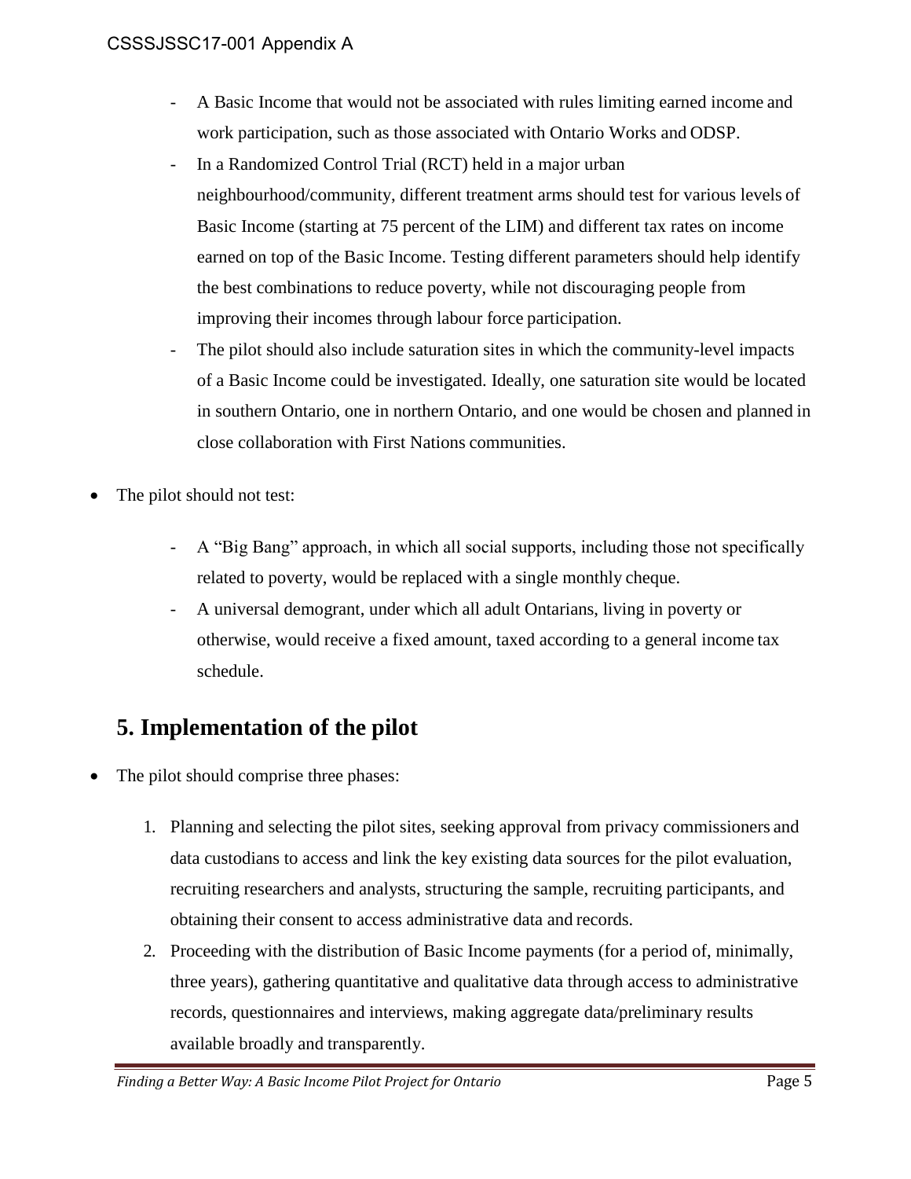- A Basic Income that would not be associated with rules limiting earned income and work participation, such as those associated with Ontario Works and ODSP.
- In a Randomized Control Trial (RCT) held in a major urban neighbourhood/community, different treatment arms should test for various levels of Basic Income (starting at 75 percent of the LIM) and different tax rates on income earned on top of the Basic Income. Testing different parameters should help identify the best combinations to reduce poverty, while not discouraging people from improving their incomes through labour force participation.
- The pilot should also include saturation sites in which the community-level impacts of a Basic Income could be investigated. Ideally, one saturation site would be located in southern Ontario, one in northern Ontario, and one would be chosen and planned in close collaboration with First Nations communities.

- The pilot should not test:
  - A "Big Bang" approach, in which all social supports, including those not specifically related to poverty, would be replaced with a single monthly cheque.
  - A universal demogrant, under which all adult Ontarians, living in poverty or otherwise, would receive a fixed amount, taxed according to a general income tax schedule.

## 5. Implementation of the pilot

- The pilot should comprise three phases:
  1. Planning and selecting the pilot sites, seeking approval from privacy commissioners and data custodians to access and link the key existing data sources for the pilot evaluation, recruiting researchers and analysts, structuring the sample, recruiting participants, and obtaining their consent to access administrative data and records.
  2. Proceeding with the distribution of Basic Income payments (for a period of, minimally, three years), gathering quantitative and qualitative data through access to administrative records, questionnaires and interviews, making aggregate data/preliminary results available broadly and transparently.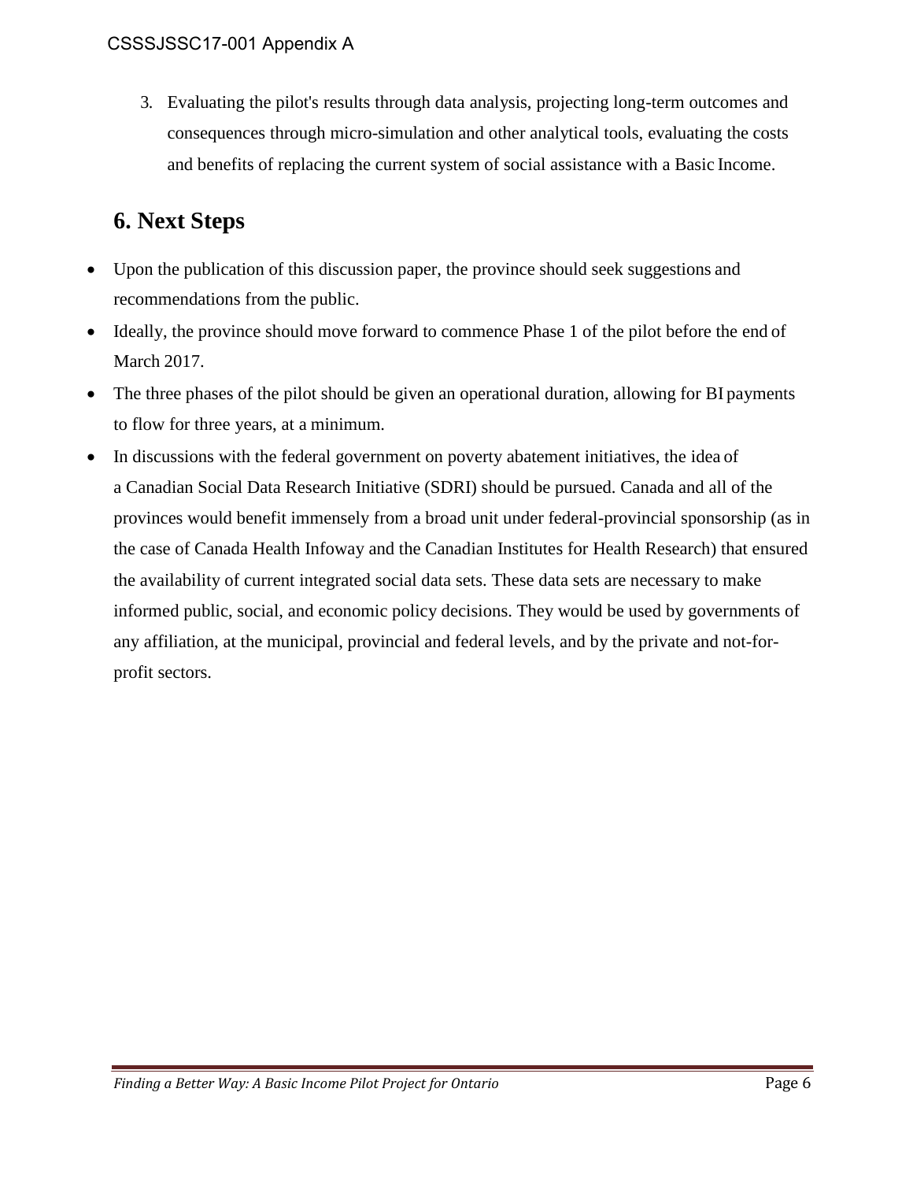3. Evaluating the pilot's results through data analysis, projecting long-term outcomes and consequences through micro-simulation and other analytical tools, evaluating the costs and benefits of replacing the current system of social assistance with a Basic Income.

## 6. Next Steps

- Upon the publication of this discussion paper, the province should seek suggestions and recommendations from the public.
- Ideally, the province should move forward to commence Phase 1 of the pilot before the end of March 2017.
- The three phases of the pilot should be given an operational duration, allowing for BI payments to flow for three years, at a minimum.
- In discussions with the federal government on poverty abatement initiatives, the idea of a Canadian Social Data Research Initiative (SDRI) should be pursued. Canada and all of the provinces would benefit immensely from a broad unit under federal-provincial sponsorship (as in the case of Canada Health Infoway and the Canadian Institutes for Health Research) that ensured the availability of current integrated social data sets. These data sets are necessary to make informed public, social, and economic policy decisions. They would be used by governments of any affiliation, at the municipal, provincial and federal levels, and by the private and not-for-profit sectors.